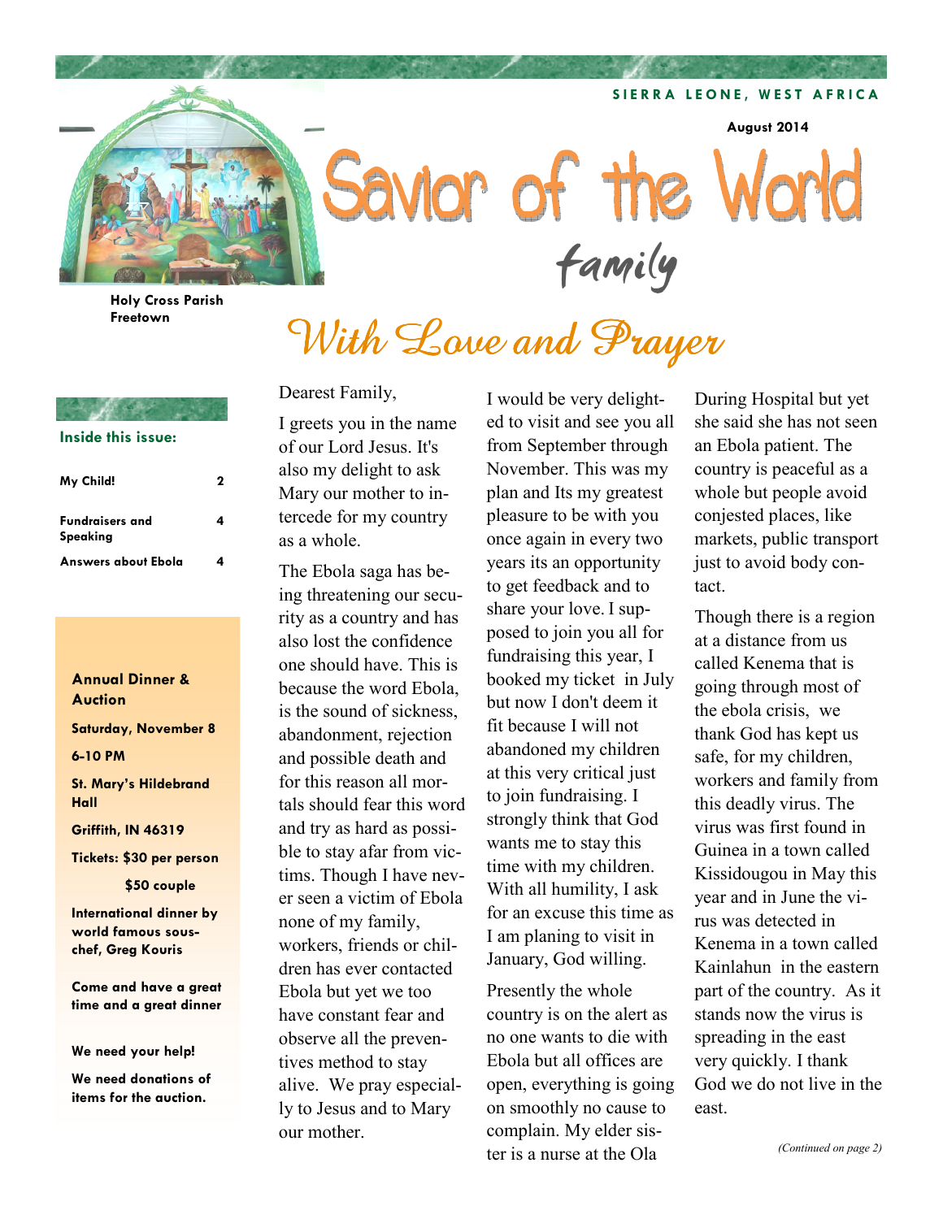SIERRA LEONE, WEST AFRICA

August 2014

# Savior of the World

## family

Holy Cross Parish
Freetown

## With Love and Prayer

**Inside this issue:**

| | |
|---|---|
| **My Child!** | **2** |
| **Fundraisers and Speaking** | **4** |
| **Answers about Ebola** | **4** |

**Annual Dinner & Auction**

**Saturday, November 8**

**6-10 PM**

**St. Mary's Hildebrand Hall**

**Griffith, IN 46319**

**Tickets: $30 per person**

**$50 couple**

**International dinner by world famous sous-chef, Greg Kouris**

**Come and have a great time and a great dinner**

**We need your help!**

**We need donations of items for the auction.**

Dearest Family,

I greets you in the name of our Lord Jesus. It's also my delight to ask Mary our mother to intercede for my country as a whole.

The Ebola saga has being threatening our security as a country and has also lost the confidence one should have. This is because the word Ebola, is the sound of sickness, abandonment, rejection and possible death and for this reason all mortals should fear this word and try as hard as possible to stay afar from victims. Though I have never seen a victim of Ebola none of my family, workers, friends or children has ever contacted Ebola but yet we too have constant fear and observe all the preventives method to stay alive. We pray especially to Jesus and to Mary our mother.

I would be very delighted to visit and see you all from September through November. This was my plan and Its my greatest pleasure to be with you once again in every two years its an opportunity to get feedback and to share your love. I supposed to join you all for fundraising this year, I booked my ticket in July but now I don't deem it fit because I will not abandoned my children at this very critical just to join fundraising. I strongly think that God wants me to stay this time with my children. With all humility, I ask for an excuse this time as I am planing to visit in January, God willing.

Presently the whole country is on the alert as no one wants to die with Ebola but all offices are open, everything is going on smoothly no cause to complain. My elder sister is a nurse at the Ola During Hospital but yet she said she has not seen an Ebola patient. The country is peaceful as a whole but people avoid conjested places, like markets, public transport just to avoid body contact.

Though there is a region at a distance from us called Kenema that is going through most of the ebola crisis, we thank God has kept us safe, for my children, workers and family from this deadly virus. The virus was first found in Guinea in a town called Kissidougou in May this year and in June the virus was detected in Kenema in a town called Kainlahun in the eastern part of the country. As it stands now the virus is spreading in the east very quickly. I thank God we do not live in the east.

*(Continued on page 2)*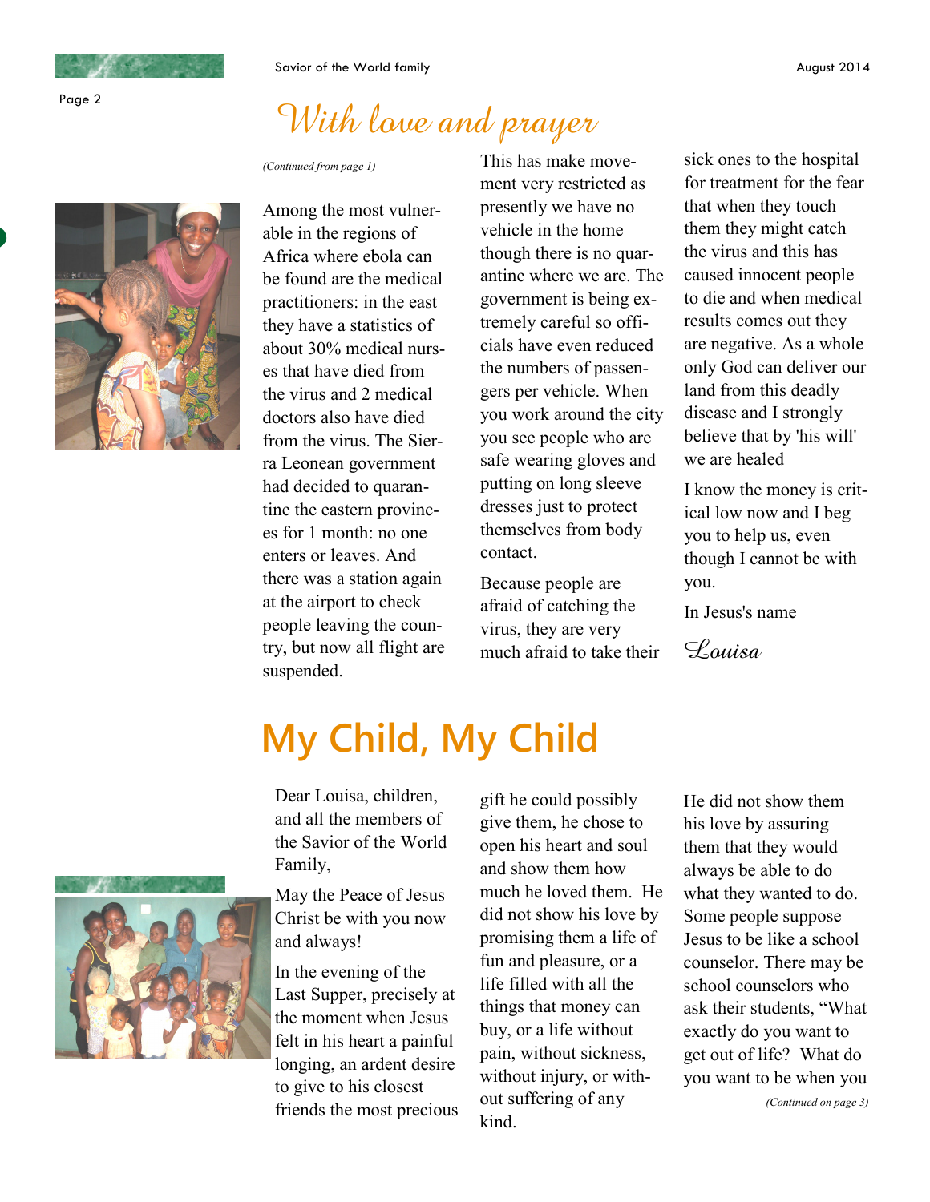## With love and prayer

*(Continued from page 1)*

Among the most vulnerable in the regions of Africa where ebola can be found are the medical practitioners: in the east they have a statistics of about 30% medical nurses that have died from the virus and 2 medical doctors also have died from the virus. The Sierra Leonean government had decided to quarantine the eastern provinces for 1 month: no one enters or leaves. And there was a station again at the airport to check people leaving the country, but now all flight are suspended.

This has make movement very restricted as presently we have no vehicle in the home though there is no quarantine where we are. The government is being extremely careful so officials have even reduced the numbers of passengers per vehicle. When you work around the city you see people who are safe wearing gloves and putting on long sleeve dresses just to protect themselves from body contact.

Because people are afraid of catching the virus, they are very much afraid to take their sick ones to the hospital for treatment for the fear that when they touch them they might catch the virus and this has caused innocent people to die and when medical results comes out they are negative. As a whole only God can deliver our land from this deadly disease and I strongly believe that by 'his will' we are healed

I know the money is critical low now and I beg you to help us, even though I cannot be with you.

In Jesus's name

*Louisa*

# My Child, My Child

Dear Louisa, children, and all the members of the Savior of the World Family,

May the Peace of Jesus Christ be with you now and always!

In the evening of the Last Supper, precisely at the moment when Jesus felt in his heart a painful longing, an ardent desire to give to his closest friends the most precious gift he could possibly give them, he chose to open his heart and soul and show them how much he loved them. He did not show his love by promising them a life of fun and pleasure, or a life filled with all the things that money can buy, or a life without pain, without sickness, without injury, or without suffering of any kind.

He did not show them his love by assuring them that they would always be able to do what they wanted to do. Some people suppose Jesus to be like a school counselor. There may be school counselors who ask their students, "What exactly do you want to get out of life? What do you want to be when you

*(Continued on page 3)*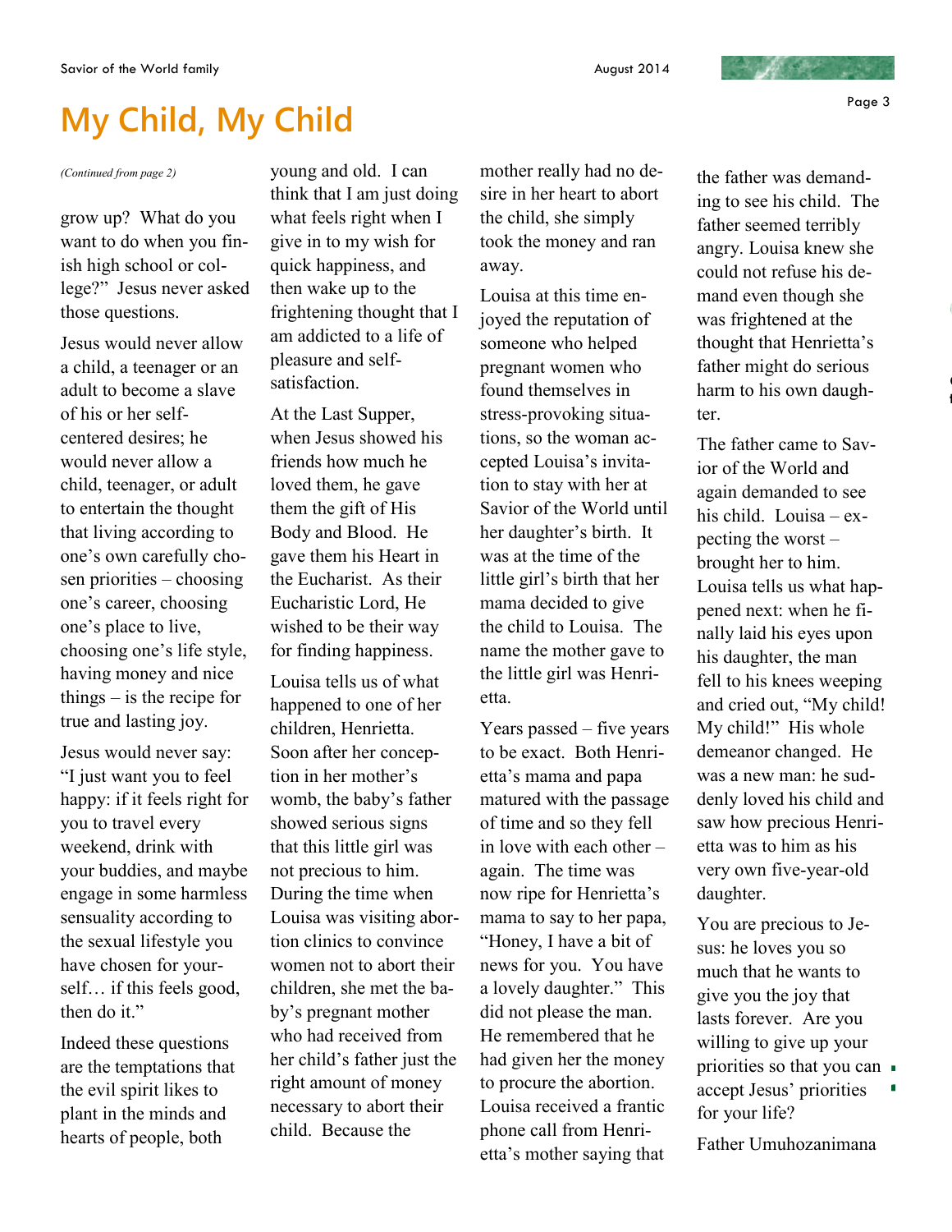# My Child, My Child

*(Continued from page 2)*

grow up? What do you want to do when you finish high school or college?" Jesus never asked those questions.

Jesus would never allow a child, a teenager or an adult to become a slave of his or her self-centered desires; he would never allow a child, teenager, or adult to entertain the thought that living according to one's own carefully chosen priorities – choosing one's career, choosing one's place to live, choosing one's life style, having money and nice things – is the recipe for true and lasting joy.

Jesus would never say: "I just want you to feel happy: if it feels right for you to travel every weekend, drink with your buddies, and maybe engage in some harmless sensuality according to the sexual lifestyle you have chosen for yourself… if this feels good, then do it."

Indeed these questions are the temptations that the evil spirit likes to plant in the minds and hearts of people, both young and old. I can think that I am just doing what feels right when I give in to my wish for quick happiness, and then wake up to the frightening thought that I am addicted to a life of pleasure and self-satisfaction.

At the Last Supper, when Jesus showed his friends how much he loved them, he gave them the gift of His Body and Blood. He gave them his Heart in the Eucharist. As their Eucharistic Lord, He wished to be their way for finding happiness.

Louisa tells us of what happened to one of her children, Henrietta. Soon after her conception in her mother's womb, the baby's father showed serious signs that this little girl was not precious to him. During the time when Louisa was visiting abortion clinics to convince women not to abort their children, she met the baby's pregnant mother who had received from her child's father just the right amount of money necessary to abort their child. Because the mother really had no desire in her heart to abort the child, she simply took the money and ran away.

Louisa at this time enjoyed the reputation of someone who helped pregnant women who found themselves in stress-provoking situations, so the woman accepted Louisa's invitation to stay with her at Savior of the World until her daughter's birth. It was at the time of the little girl's birth that her mama decided to give the child to Louisa. The name the mother gave to the little girl was Henrietta.

Years passed – five years to be exact. Both Henrietta's mama and papa matured with the passage of time and so they fell in love with each other – again. The time was now ripe for Henrietta's mama to say to her papa, "Honey, I have a bit of news for you. You have a lovely daughter." This did not please the man. He remembered that he had given her the money to procure the abortion. Louisa received a frantic phone call from Henrietta's mother saying that the father was demanding to see his child. The father seemed terribly angry. Louisa knew she could not refuse his demand even though she was frightened at the thought that Henrietta's father might do serious harm to his own daughter.

The father came to Savior of the World and again demanded to see his child. Louisa – expecting the worst – brought her to him. Louisa tells us what happened next: when he finally laid his eyes upon his daughter, the man fell to his knees weeping and cried out, "My child! My child!" His whole demeanor changed. He was a new man: he suddenly loved his child and saw how precious Henrietta was to him as his very own five-year-old daughter.

You are precious to Jesus: he loves you so much that he wants to give you the joy that lasts forever. Are you willing to give up your priorities so that you can accept Jesus' priorities for your life?

Father Umuhozanimana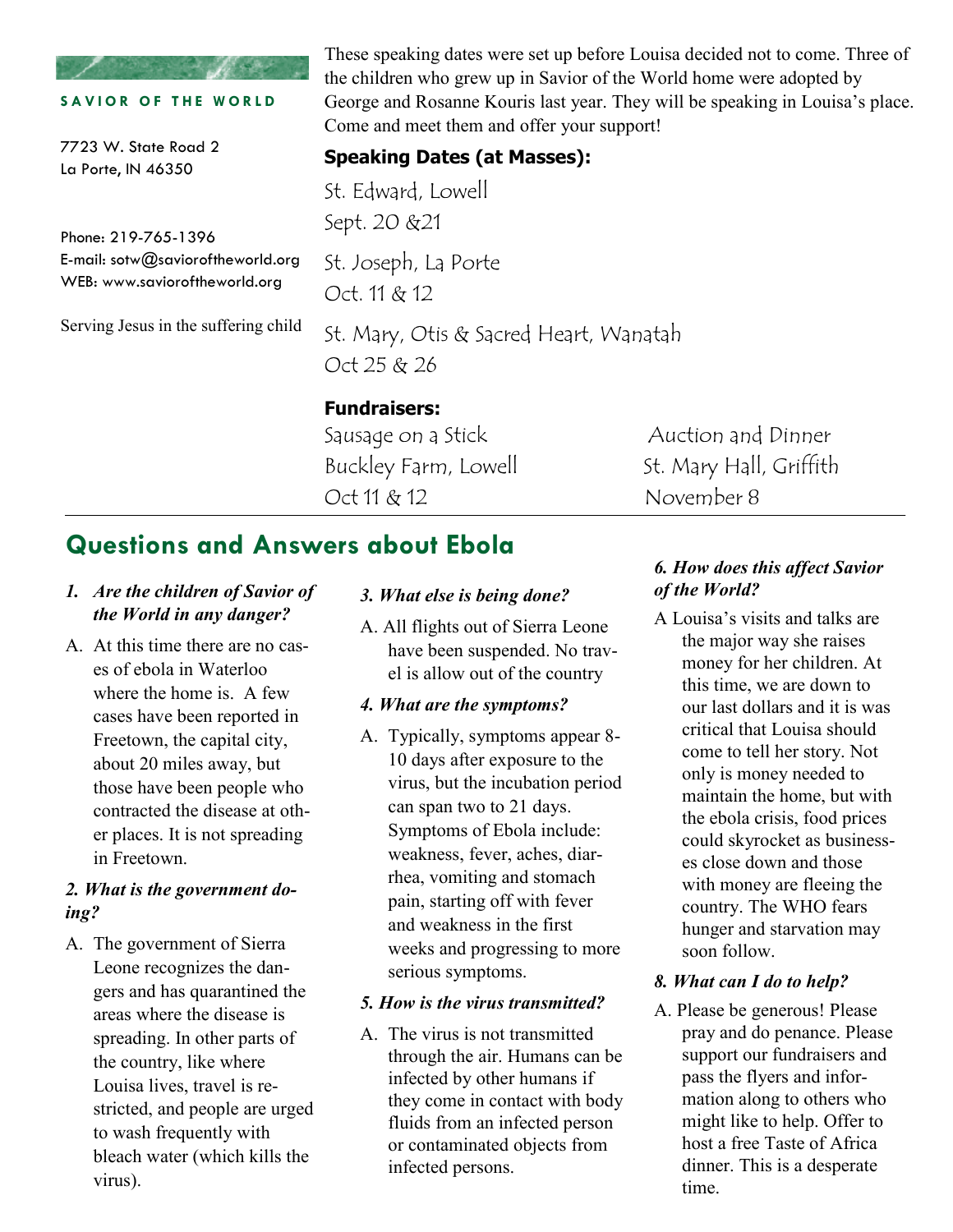**SAVIOR OF THE WORLD**

7723 W. State Road 2
La Porte, IN 46350

Phone: 219-765-1396
E-mail: sotw@savioroftheworld.org
WEB: www.savioroftheworld.org

Serving Jesus in the suffering child

These speaking dates were set up before Louisa decided not to come. Three of the children who grew up in Savior of the World home were adopted by George and Rosanne Kouris last year. They will be speaking in Louisa's place. Come and meet them and offer your support!

**Speaking Dates (at Masses):**

St. Edward, Lowell
Sept. 20 &21

St. Joseph, La Porte
Oct. 11 & 12

St. Mary, Otis & Sacred Heart, Wanatah
Oct 25 & 26

**Fundraisers:**

Sausage on a Stick
Buckley Farm, Lowell
Oct 11 & 12

Auction and Dinner
St. Mary Hall, Griffith
November 8

## Questions and Answers about Ebola

***1. Are the children of Savior of the World in any danger?***

A. At this time there are no cases of ebola in Waterloo where the home is. A few cases have been reported in Freetown, the capital city, about 20 miles away, but those have been people who contracted the disease at other places. It is not spreading in Freetown.

***2. What is the government doing?***

A. The government of Sierra Leone recognizes the dangers and has quarantined the areas where the disease is spreading. In other parts of the country, like where Louisa lives, travel is restricted, and people are urged to wash frequently with bleach water (which kills the virus).

***3. What else is being done?***

A. All flights out of Sierra Leone have been suspended. No travel is allow out of the country

***4. What are the symptoms?***

A. Typically, symptoms appear 8-10 days after exposure to the virus, but the incubation period can span two to 21 days. Symptoms of Ebola include: weakness, fever, aches, diarrhea, vomiting and stomach pain, starting off with fever and weakness in the first weeks and progressing to more serious symptoms.

***5. How is the virus transmitted?***

A. The virus is not transmitted through the air. Humans can be infected by other humans if they come in contact with body fluids from an infected person or contaminated objects from infected persons.

***6. How does this affect Savior of the World?***

A Louisa's visits and talks are the major way she raises money for her children. At this time, we are down to our last dollars and it is was critical that Louisa should come to tell her story. Not only is money needed to maintain the home, but with the ebola crisis, food prices could skyrocket as businesses close down and those with money are fleeing the country. The WHO fears hunger and starvation may soon follow.

***8. What can I do to help?***

A. Please be generous! Please pray and do penance. Please support our fundraisers and pass the flyers and information along to others who might like to help. Offer to host a free Taste of Africa dinner. This is a desperate time.